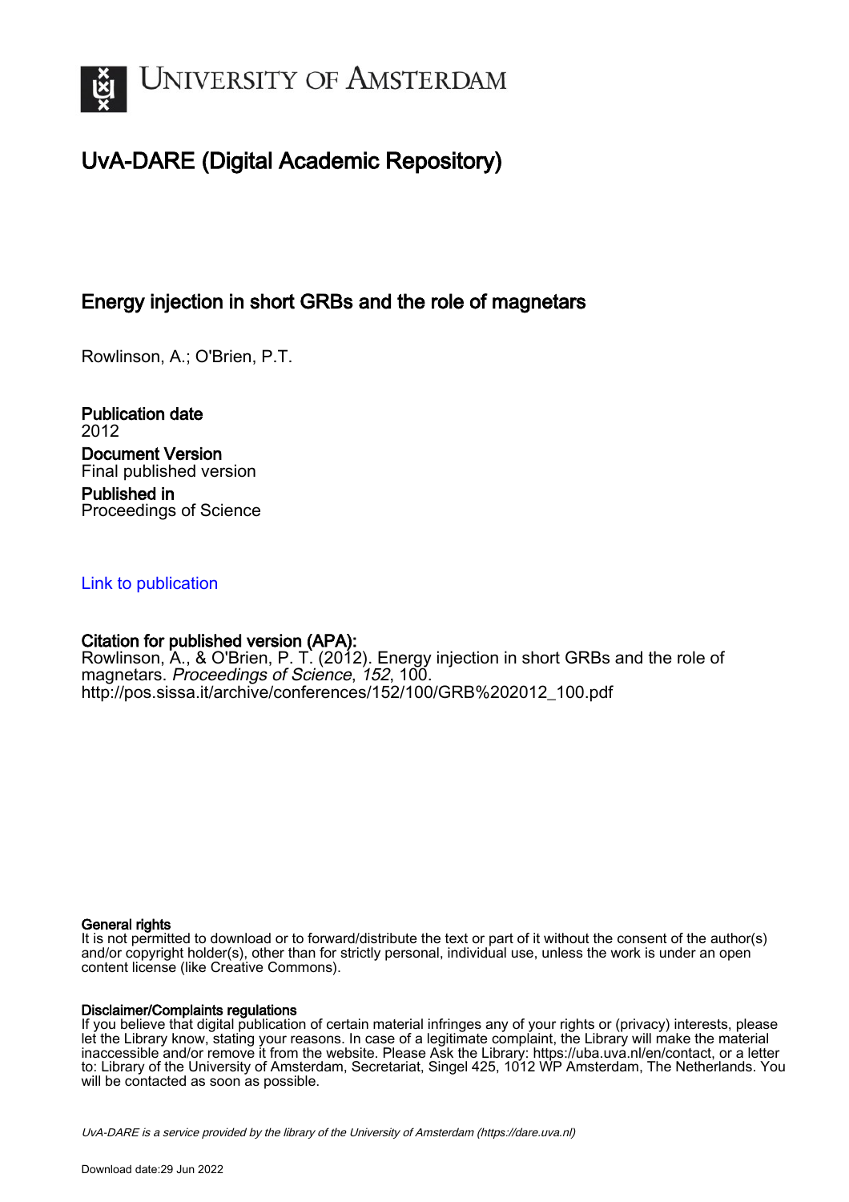# UNIVERSITY OF AMSTERDAM

## UvA-DARE (Digital Academic Repository)

### Energy injection in short GRBs and the role of magnetars

Rowlinson, A.; O'Brien, P.T.

**Publication date**
2012

**Document Version**
Final published version

**Published in**
Proceedings of Science

Link to publication

**Citation for published version (APA):**
Rowlinson, A., & O'Brien, P. T. (2012). Energy injection in short GRBs and the role of magnetars. *Proceedings of Science*, *152*, 100.
http://pos.sissa.it/archive/conferences/152/100/GRB%202012_100.pdf

**General rights**
It is not permitted to download or to forward/distribute the text or part of it without the consent of the author(s) and/or copyright holder(s), other than for strictly personal, individual use, unless the work is under an open content license (like Creative Commons).

**Disclaimer/Complaints regulations**
If you believe that digital publication of certain material infringes any of your rights or (privacy) interests, please let the Library know, stating your reasons. In case of a legitimate complaint, the Library will make the material inaccessible and/or remove it from the website. Please Ask the Library: https://uba.uva.nl/en/contact, or a letter to: Library of the University of Amsterdam, Secretariat, Singel 425, 1012 WP Amsterdam, The Netherlands. You will be contacted as soon as possible.

UvA-DARE is a service provided by the library of the University of Amsterdam (https://dare.uva.nl)

Download date:29 Jun 2022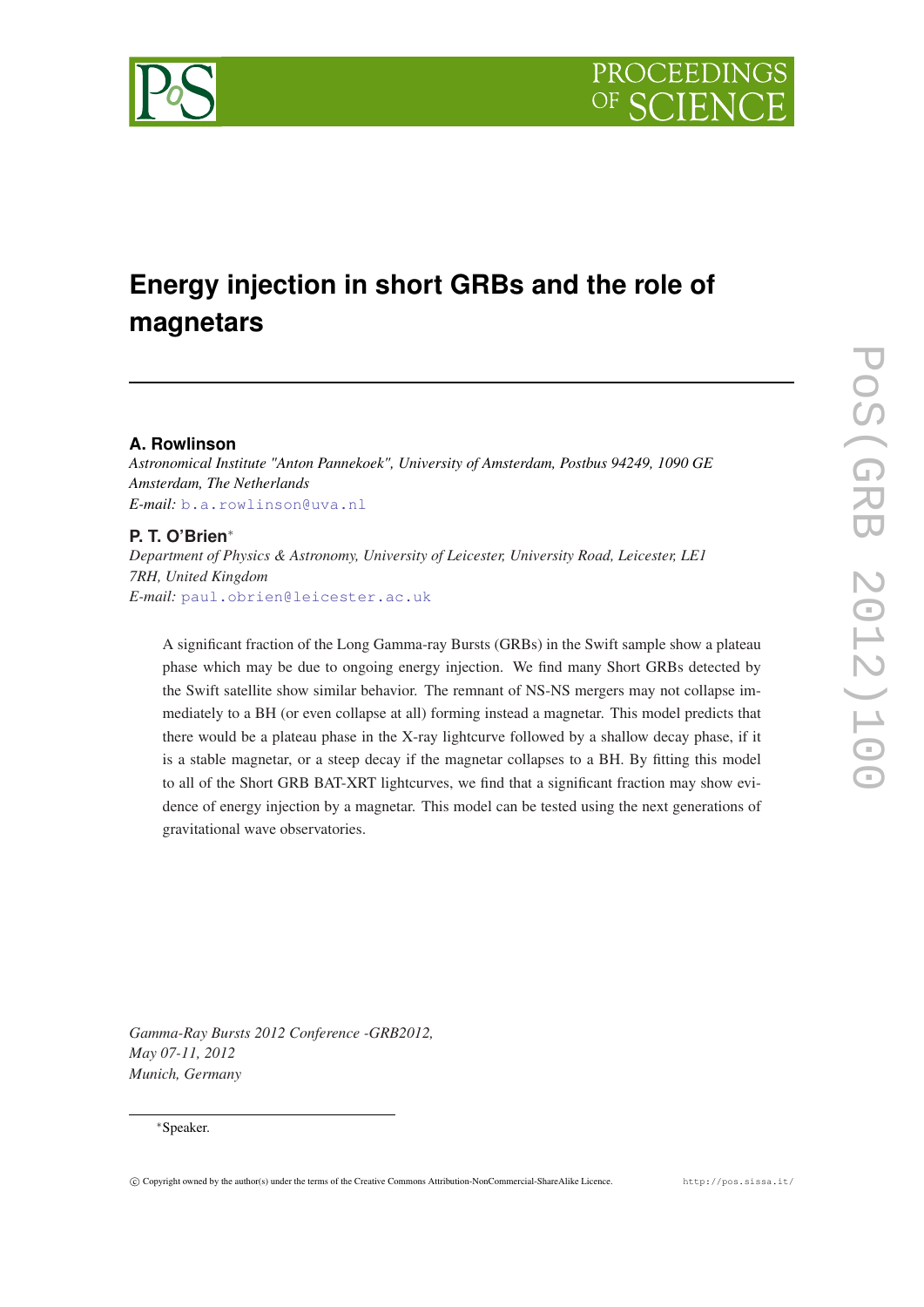# Energy injection in short GRBs and the role of magnetars

**A. Rowlinson**

*Astronomical Institute "Anton Pannekoek", University of Amsterdam, Postbus 94249, 1090 GE Amsterdam, The Netherlands*

*E-mail:* b.a.rowlinson@uva.nl

**P. T. O'Brien***

*Department of Physics & Astronomy, University of Leicester, University Road, Leicester, LE1 7RH, United Kingdom*

*E-mail:* paul.obrien@leicester.ac.uk

A significant fraction of the Long Gamma-ray Bursts (GRBs) in the Swift sample show a plateau phase which may be due to ongoing energy injection. We find many Short GRBs detected by the Swift satellite show similar behavior. The remnant of NS-NS mergers may not collapse immediately to a BH (or even collapse at all) forming instead a magnetar. This model predicts that there would be a plateau phase in the X-ray lightcurve followed by a shallow decay phase, if it is a stable magnetar, or a steep decay if the magnetar collapses to a BH. By fitting this model to all of the Short GRB BAT-XRT lightcurves, we find that a significant fraction may show evidence of energy injection by a magnetar. This model can be tested using the next generations of gravitational wave observatories.

*Gamma-Ray Bursts 2012 Conference -GRB2012,*
*May 07-11, 2012*
*Munich, Germany*

*Speaker.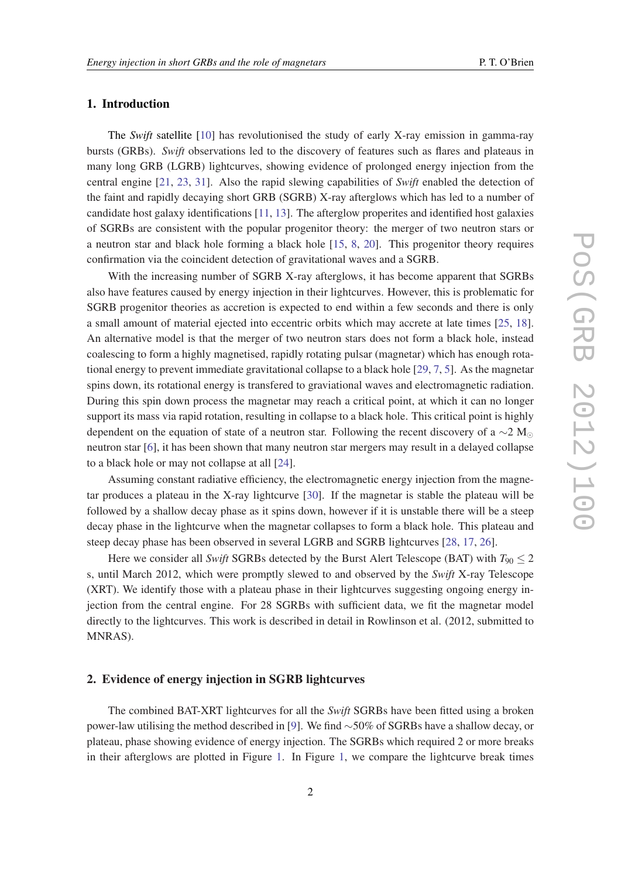## 1. Introduction

The *Swift* satellite [10] has revolutionised the study of early X-ray emission in gamma-ray bursts (GRBs). *Swift* observations led to the discovery of features such as flares and plateaus in many long GRB (LGRB) lightcurves, showing evidence of prolonged energy injection from the central engine [21, 23, 31]. Also the rapid slewing capabilities of *Swift* enabled the detection of the faint and rapidly decaying short GRB (SGRB) X-ray afterglows which has led to a number of candidate host galaxy identifications [11, 13]. The afterglow properites and identified host galaxies of SGRBs are consistent with the popular progenitor theory: the merger of two neutron stars or a neutron star and black hole forming a black hole [15, 8, 20]. This progenitor theory requires confirmation via the coincident detection of gravitational waves and a SGRB.

With the increasing number of SGRB X-ray afterglows, it has become apparent that SGRBs also have features caused by energy injection in their lightcurves. However, this is problematic for SGRB progenitor theories as accretion is expected to end within a few seconds and there is only a small amount of material ejected into eccentric orbits which may accrete at late times [25, 18]. An alternative model is that the merger of two neutron stars does not form a black hole, instead coalescing to form a highly magnetised, rapidly rotating pulsar (magnetar) which has enough rotational energy to prevent immediate gravitational collapse to a black hole [29, 7, 5]. As the magnetar spins down, its rotational energy is transfered to graviational waves and electromagnetic radiation. During this spin down process the magnetar may reach a critical point, at which it can no longer support its mass via rapid rotation, resulting in collapse to a black hole. This critical point is highly dependent on the equation of state of a neutron star. Following the recent discovery of a $\sim$2 $M_{\odot}$ neutron star [6], it has been shown that many neutron star mergers may result in a delayed collapse to a black hole or may not collapse at all [24].

Assuming constant radiative efficiency, the electromagnetic energy injection from the magnetar produces a plateau in the X-ray lightcurve [30]. If the magnetar is stable the plateau will be followed by a shallow decay phase as it spins down, however if it is unstable there will be a steep decay phase in the lightcurve when the magnetar collapses to form a black hole. This plateau and steep decay phase has been observed in several LGRB and SGRB lightcurves [28, 17, 26].

Here we consider all *Swift* SGRBs detected by the Burst Alert Telescope (BAT) with $T_{90} \leq 2$ s, until March 2012, which were promptly slewed to and observed by the *Swift* X-ray Telescope (XRT). We identify those with a plateau phase in their lightcurves suggesting ongoing energy injection from the central engine. For 28 SGRBs with sufficient data, we fit the magnetar model directly to the lightcurves. This work is described in detail in Rowlinson et al. (2012, submitted to MNRAS).

## 2. Evidence of energy injection in SGRB lightcurves

The combined BAT-XRT lightcurves for all the *Swift* SGRBs have been fitted using a broken power-law utilising the method described in [9]. We find $\sim$50% of SGRBs have a shallow decay, or plateau, phase showing evidence of energy injection. The SGRBs which required 2 or more breaks in their afterglows are plotted in Figure 1. In Figure 1, we compare the lightcurve break times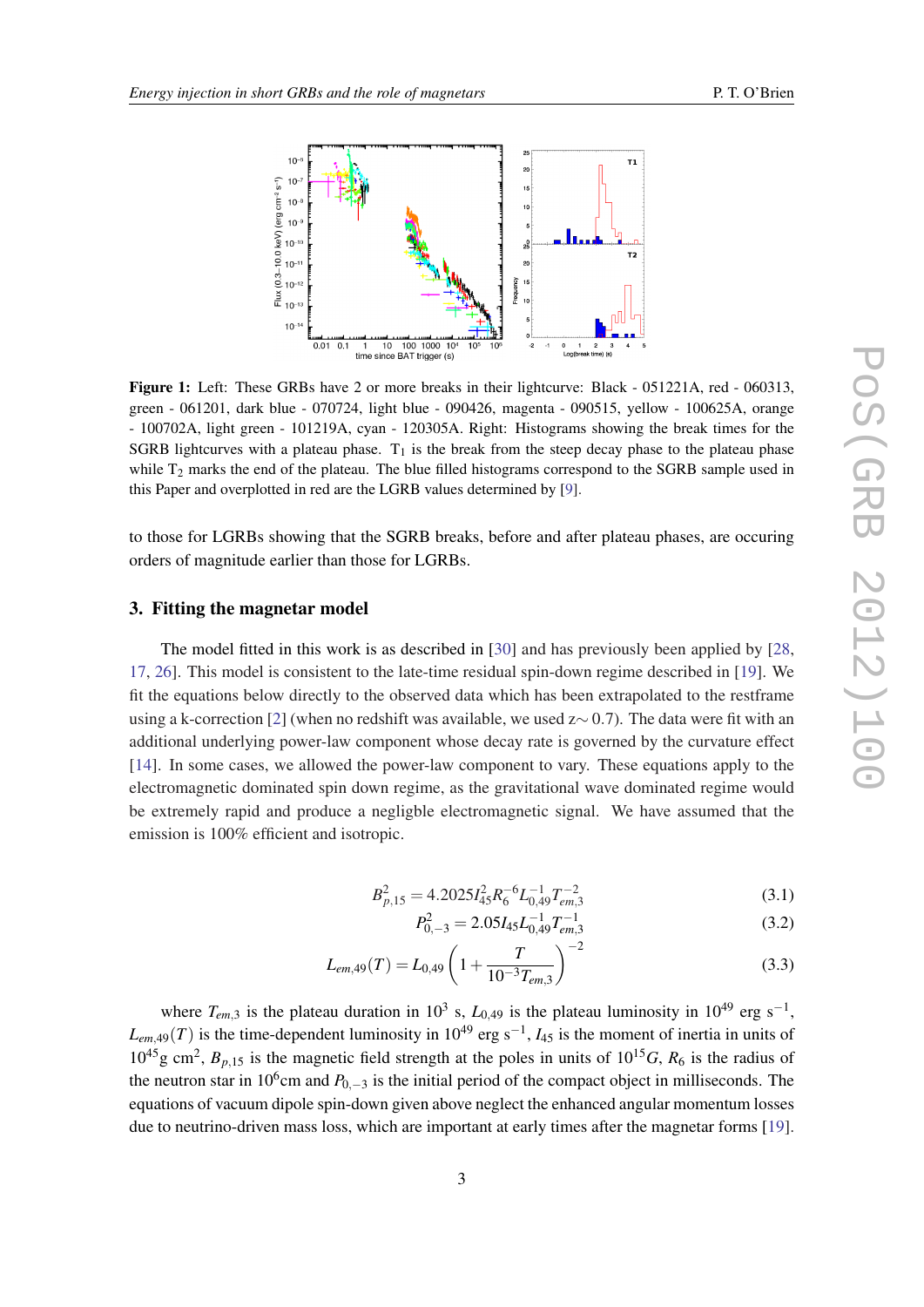**Figure 1:** Left: These GRBs have 2 or more breaks in their lightcurve: Black - 051221A, red - 060313, green - 061201, dark blue - 070724, light blue - 090426, magenta - 090515, yellow - 100625A, orange - 100702A, light green - 101219A, cyan - 120305A. Right: Histograms showing the break times for the SGRB lightcurves with a plateau phase. $T_1$ is the break from the steep decay phase to the plateau phase while $T_2$ marks the end of the plateau. The blue filled histograms correspond to the SGRB sample used in this Paper and overplotted in red are the LGRB values determined by [9].

to those for LGRBs showing that the SGRB breaks, before and after plateau phases, are occuring orders of magnitude earlier than those for LGRBs.

## 3. Fitting the magnetar model

The model fitted in this work is as described in [30] and has previously been applied by [28, 17, 26]. This model is consistent to the late-time residual spin-down regime described in [19]. We fit the equations below directly to the observed data which has been extrapolated to the restframe using a k-correction [2] (when no redshift was available, we used z$\sim$ 0.7). The data were fit with an additional underlying power-law component whose decay rate is governed by the curvature effect [14]. In some cases, we allowed the power-law component to vary. These equations apply to the electromagnetic dominated spin down regime, as the gravitational wave dominated regime would be extremely rapid and produce a negligible electromagnetic signal. We have assumed that the emission is 100% efficient and isotropic.

$$B_{p,15}^2 = 4.2025 I_{45}^2 R_6^{-6} L_{0,49}^{-1} T_{em,3}^{-2} \tag{3.1}$$

$$P_{0,-3}^2 = 2.05 I_{45} L_{0,49}^{-1} T_{em,3}^{-1} \tag{3.2}$$

$$L_{em,49}(T) = L_{0,49}\left(1 + \frac{T}{10^{-3} T_{em,3}}\right)^{-2} \tag{3.3}$$

where $T_{em,3}$ is the plateau duration in $10^3$ s, $L_{0,49}$ is the plateau luminosity in $10^{49}$ erg s$^{-1}$, $L_{em,49}(T)$ is the time-dependent luminosity in $10^{49}$ erg s$^{-1}$, $I_{45}$ is the moment of inertia in units of $10^{45}$g cm$^2$, $B_{p,15}$ is the magnetic field strength at the poles in units of $10^{15}G$, $R_6$ is the radius of the neutron star in $10^6$cm and $P_{0,-3}$ is the initial period of the compact object in milliseconds. The equations of vacuum dipole spin-down given above neglect the enhanced angular momentum losses due to neutrino-driven mass loss, which are important at early times after the magnetar forms [19].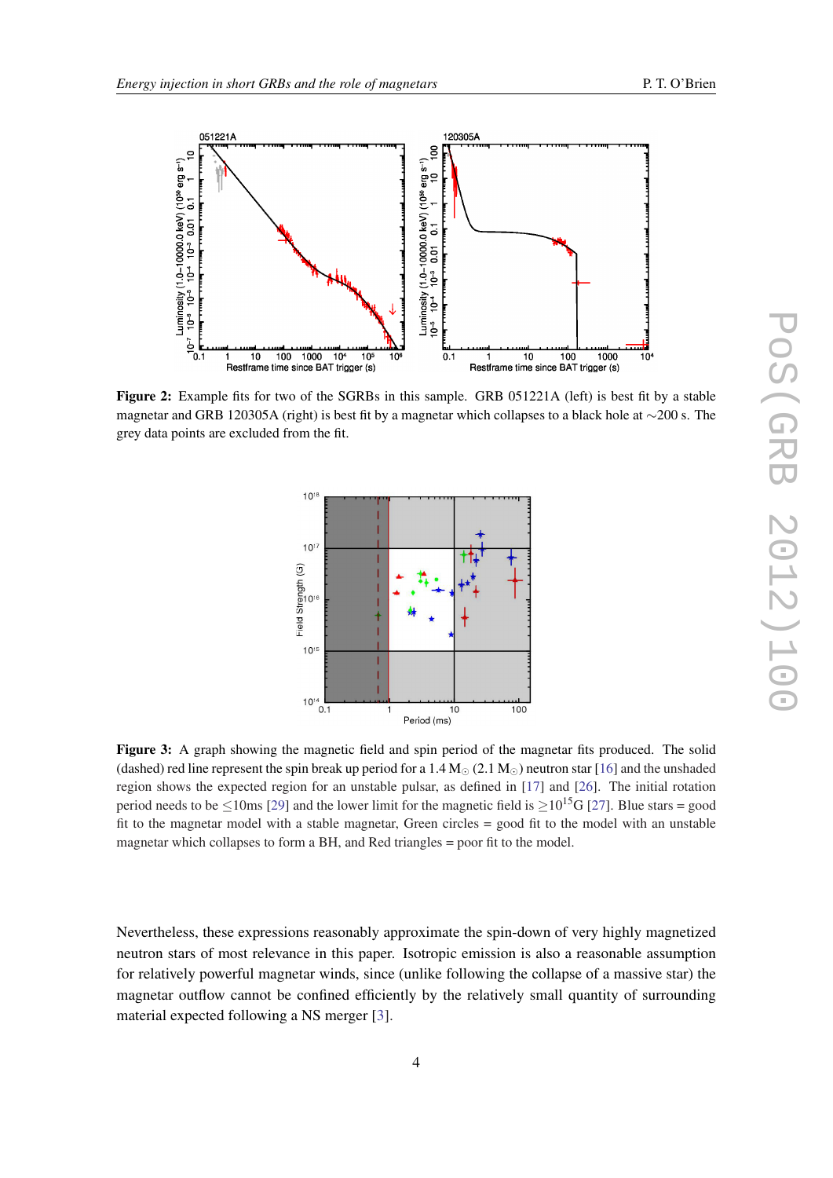**Figure 2:** Example fits for two of the SGRBs in this sample. GRB 051221A (left) is best fit by a stable magnetar and GRB 120305A (right) is best fit by a magnetar which collapses to a black hole at ~200 s. The grey data points are excluded from the fit.

**Figure 3:** A graph showing the magnetic field and spin period of the magnetar fits produced. The solid (dashed) red line represent the spin break up period for a 1.4 $M_{\odot}$ (2.1 $M_{\odot}$) neutron star [16] and the unshaded region shows the expected region for an unstable pulsar, as defined in [17] and [26]. The initial rotation period needs to be $\leq$10ms [29] and the lower limit for the magnetic field is $\geq 10^{15}$G [27]. Blue stars = good fit to the magnetar model with a stable magnetar, Green circles = good fit to the model with an unstable magnetar which collapses to form a BH, and Red triangles = poor fit to the model.

Nevertheless, these expressions reasonably approximate the spin-down of very highly magnetized neutron stars of most relevance in this paper. Isotropic emission is also a reasonable assumption for relatively powerful magnetar winds, since (unlike following the collapse of a massive star) the magnetar outflow cannot be confined efficiently by the relatively small quantity of surrounding material expected following a NS merger [3].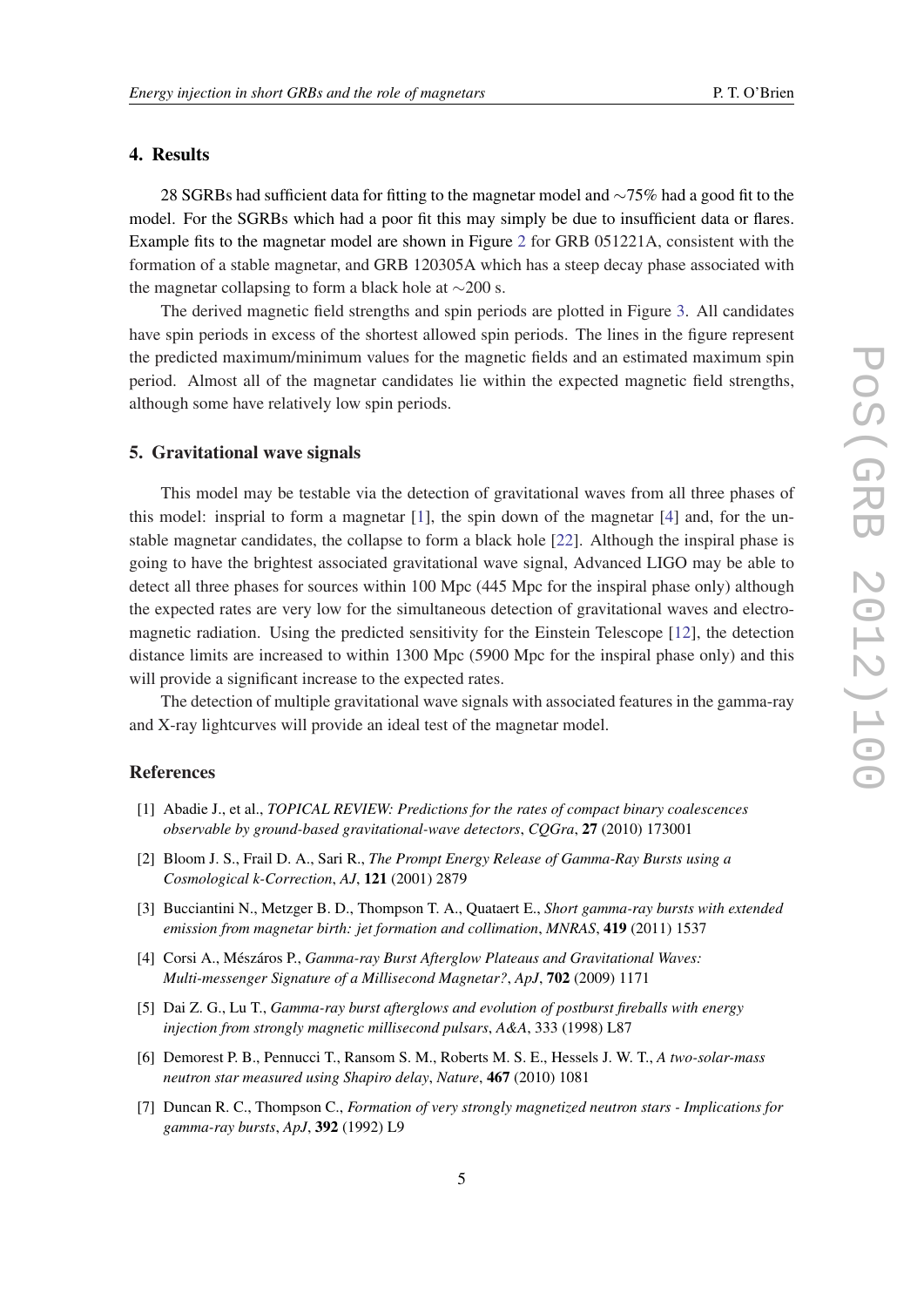## 4. Results

28 SGRBs had sufficient data for fitting to the magnetar model and ∼75% had a good fit to the model. For the SGRBs which had a poor fit this may simply be due to insufficient data or flares. Example fits to the magnetar model are shown in Figure 2 for GRB 051221A, consistent with the formation of a stable magnetar, and GRB 120305A which has a steep decay phase associated with the magnetar collapsing to form a black hole at ∼200 s.

The derived magnetic field strengths and spin periods are plotted in Figure 3. All candidates have spin periods in excess of the shortest allowed spin periods. The lines in the figure represent the predicted maximum/minimum values for the magnetic fields and an estimated maximum spin period. Almost all of the magnetar candidates lie within the expected magnetic field strengths, although some have relatively low spin periods.

## 5. Gravitational wave signals

This model may be testable via the detection of gravitational waves from all three phases of this model: insprial to form a magnetar [1], the spin down of the magnetar [4] and, for the unstable magnetar candidates, the collapse to form a black hole [22]. Although the inspiral phase is going to have the brightest associated gravitational wave signal, Advanced LIGO may be able to detect all three phases for sources within 100 Mpc (445 Mpc for the inspiral phase only) although the expected rates are very low for the simultaneous detection of gravitational waves and electromagnetic radiation. Using the predicted sensitivity for the Einstein Telescope [12], the detection distance limits are increased to within 1300 Mpc (5900 Mpc for the inspiral phase only) and this will provide a significant increase to the expected rates.

The detection of multiple gravitational wave signals with associated features in the gamma-ray and X-ray lightcurves will provide an ideal test of the magnetar model.

## References

[1] Abadie J., et al., *TOPICAL REVIEW: Predictions for the rates of compact binary coalescences observable by ground-based gravitational-wave detectors*, *CQGra*, **27** (2010) 173001

[2] Bloom J. S., Frail D. A., Sari R., *The Prompt Energy Release of Gamma-Ray Bursts using a Cosmological k-Correction*, *AJ*, **121** (2001) 2879

[3] Bucciantini N., Metzger B. D., Thompson T. A., Quataert E., *Short gamma-ray bursts with extended emission from magnetar birth: jet formation and collimation*, *MNRAS*, **419** (2011) 1537

[4] Corsi A., Mészáros P., *Gamma-ray Burst Afterglow Plateaus and Gravitational Waves: Multi-messenger Signature of a Millisecond Magnetar?*, *ApJ*, **702** (2009) 1171

[5] Dai Z. G., Lu T., *Gamma-ray burst afterglows and evolution of postburst fireballs with energy injection from strongly magnetic millisecond pulsars*, *A&A*, 333 (1998) L87

[6] Demorest P. B., Pennucci T., Ransom S. M., Roberts M. S. E., Hessels J. W. T., *A two-solar-mass neutron star measured using Shapiro delay*, *Nature*, **467** (2010) 1081

[7] Duncan R. C., Thompson C., *Formation of very strongly magnetized neutron stars - Implications for gamma-ray bursts*, *ApJ*, **392** (1992) L9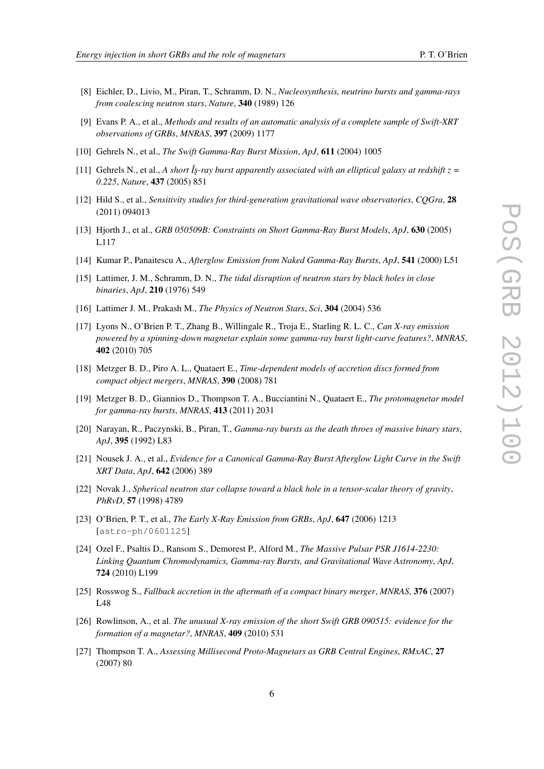[8] Eichler, D., Livio, M., Piran, T., Schramm, D. N., *Nucleosynthesis, neutrino bursts and gamma-rays from coalescing neutron stars*, *Nature*, **340** (1989) 126

[9] Evans P. A., et al., *Methods and results of an automatic analysis of a complete sample of Swift-XRT observations of GRBs*, *MNRAS*, **397** (2009) 1177

[10] Gehrels N., et al., *The Swift Gamma-Ray Burst Mission*, *ApJ*, **611** (2004) 1005

[11] Gehrels N., et al., *A short Îş-ray burst apparently associated with an elliptical galaxy at redshift z = 0.225*, *Nature*, **437** (2005) 851

[12] Hild S., et al., *Sensitivity studies for third-generation gravitational wave observatories*, *CQGra*, **28** (2011) 094013

[13] Hjorth J., et al., *GRB 050509B: Constraints on Short Gamma-Ray Burst Models*, *ApJ*, **630** (2005) L117

[14] Kumar P., Panaitescu A., *Afterglow Emission from Naked Gamma-Ray Bursts*, *ApJ*, **541** (2000) L51

[15] Lattimer, J. M., Schramm, D. N., *The tidal disruption of neutron stars by black holes in close binaries*, *ApJ*, **210** (1976) 549

[16] Lattimer J. M., Prakash M., *The Physics of Neutron Stars*, *Sci*, **304** (2004) 536

[17] Lyons N., O'Brien P. T., Zhang B., Willingale R., Troja E., Starling R. L. C., *Can X-ray emission powered by a spinning-down magnetar explain some gamma-ray burst light-curve features?*, *MNRAS*, **402** (2010) 705

[18] Metzger B. D., Piro A. L., Quataert E., *Time-dependent models of accretion discs formed from compact object mergers*, *MNRAS*, **390** (2008) 781

[19] Metzger B. D., Giannios D., Thompson T. A., Bucciantini N., Quataert E., *The protomagnetar model for gamma-ray bursts*, *MNRAS*, **413** (2011) 2031

[20] Narayan, R., Paczynski, B., Piran, T., *Gamma-ray bursts as the death throes of massive binary stars*, *ApJ*, **395** (1992) L83

[21] Nousek J. A., et al., *Evidence for a Canonical Gamma-Ray Burst Afterglow Light Curve in the Swift XRT Data*, *ApJ*, **642** (2006) 389

[22] Novak J., *Spherical neutron star collapse toward a black hole in a tensor-scalar theory of gravity*, *PhRvD*, **57** (1998) 4789

[23] O'Brien, P. T., et al., *The Early X-Ray Emission from GRBs*, *ApJ*, **647** (2006) 1213 [astro-ph/0601125]

[24] Ozel F., Psaltis D., Ransom S., Demorest P., Alford M., *The Massive Pulsar PSR J1614-2230: Linking Quantum Chromodynamics, Gamma-ray Bursts, and Gravitational Wave Astronomy*, *ApJ*, **724** (2010) L199

[25] Rosswog S., *Fallback accretion in the aftermath of a compact binary merger*, *MNRAS*, **376** (2007) L48

[26] Rowlinson, A., et al. *The unusual X-ray emission of the short Swift GRB 090515: evidence for the formation of a magnetar?*, *MNRAS*, **409** (2010) 531

[27] Thompson T. A., *Assessing Millisecond Proto-Magnetars as GRB Central Engines*, *RMxAC*, **27** (2007) 80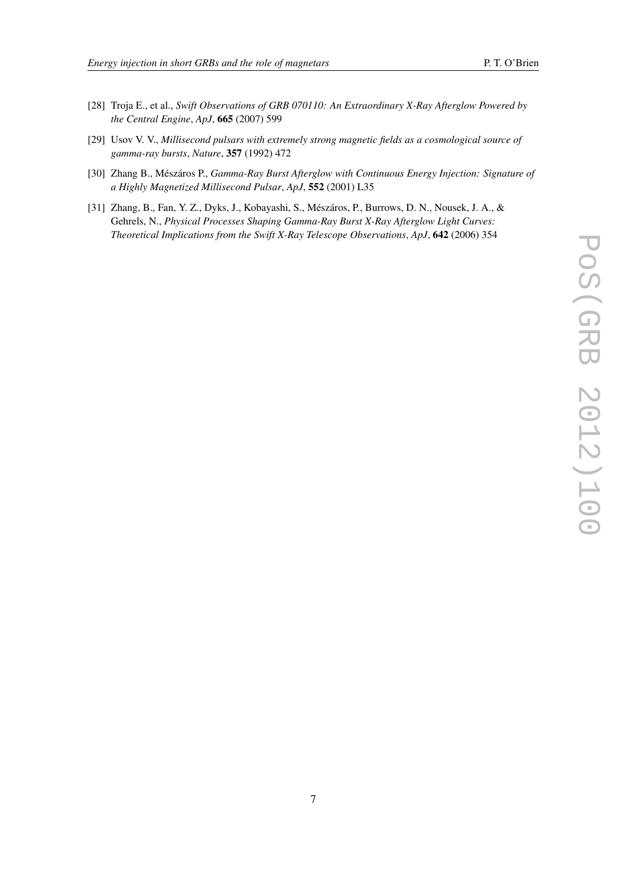[28] Troja E., et al., *Swift Observations of GRB 070110: An Extraordinary X-Ray Afterglow Powered by the Central Engine*, *ApJ*, **665** (2007) 599

[29] Usov V. V., *Millisecond pulsars with extremely strong magnetic fields as a cosmological source of gamma-ray bursts*, *Nature*, **357** (1992) 472

[30] Zhang B., Mészáros P., *Gamma-Ray Burst Afterglow with Continuous Energy Injection: Signature of a Highly Magnetized Millisecond Pulsar*, *ApJ*, **552** (2001) L35

[31] Zhang, B., Fan, Y. Z., Dyks, J., Kobayashi, S., Mészáros, P., Burrows, D. N., Nousek, J. A., & Gehrels, N., *Physical Processes Shaping Gamma-Ray Burst X-Ray Afterglow Light Curves: Theoretical Implications from the Swift X-Ray Telescope Observations*, *ApJ*, **642** (2006) 354